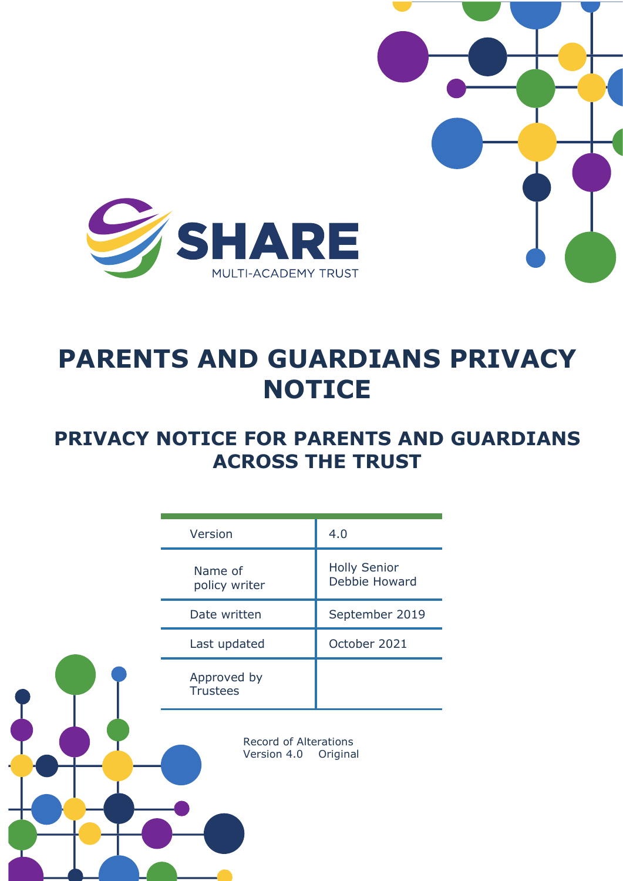SHARE

MULTI-ACADEMY TRUST

# PARENTS AND GUARDIANS PRIVACY NOTICE

## PRIVACY NOTICE FOR PARENTS AND GUARDIANS ACROSS THE TRUST

| | |
|---|---|
| Version | 4.0 |
| Name of policy writer | Holly Senior<br>Debbie Howard |
| Date written | September 2019 |
| Last updated | October 2021 |
| Approved by Trustees | |

Record of Alterations
Version 4.0 Original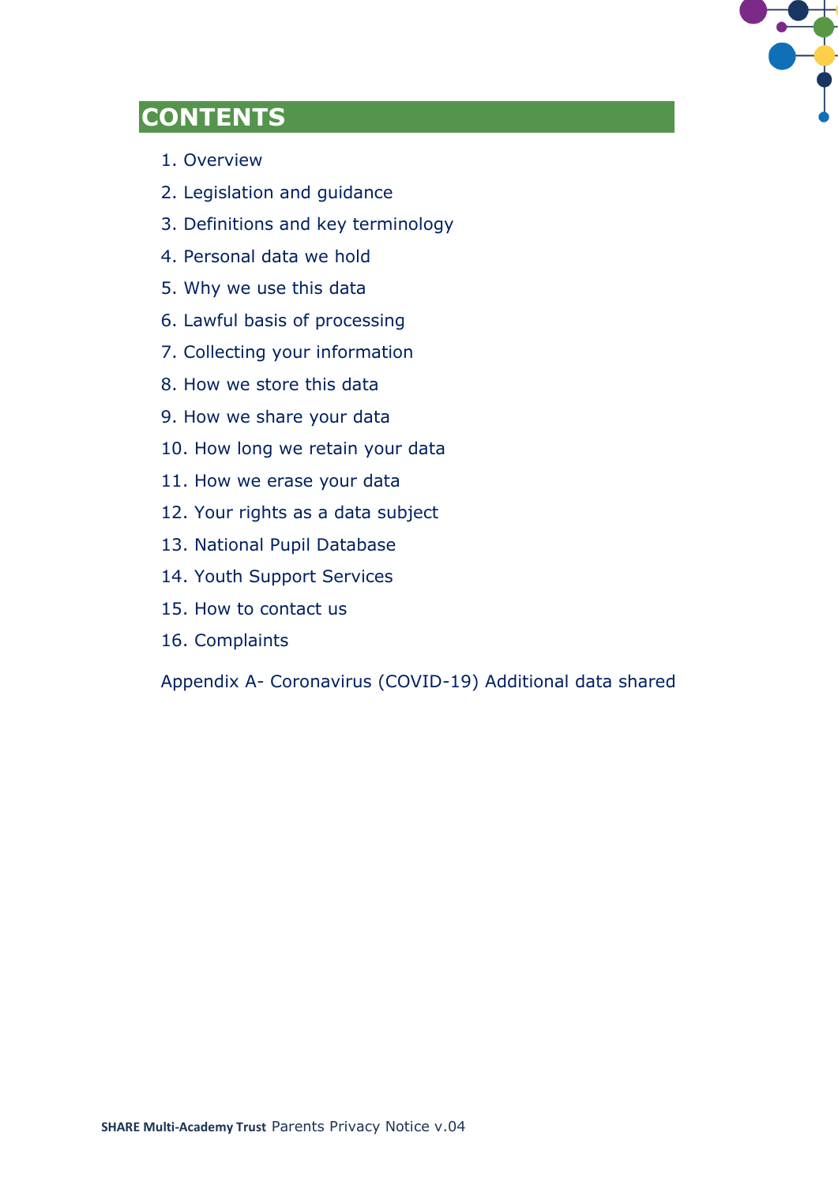# CONTENTS

1. Overview
2. Legislation and guidance
3. Definitions and key terminology
4. Personal data we hold
5. Why we use this data
6. Lawful basis of processing
7. Collecting your information
8. How we store this data
9. How we share your data
10. How long we retain your data
11. How we erase your data
12. Your rights as a data subject
13. National Pupil Database
14. Youth Support Services
15. How to contact us
16. Complaints

Appendix A- Coronavirus (COVID-19) Additional data shared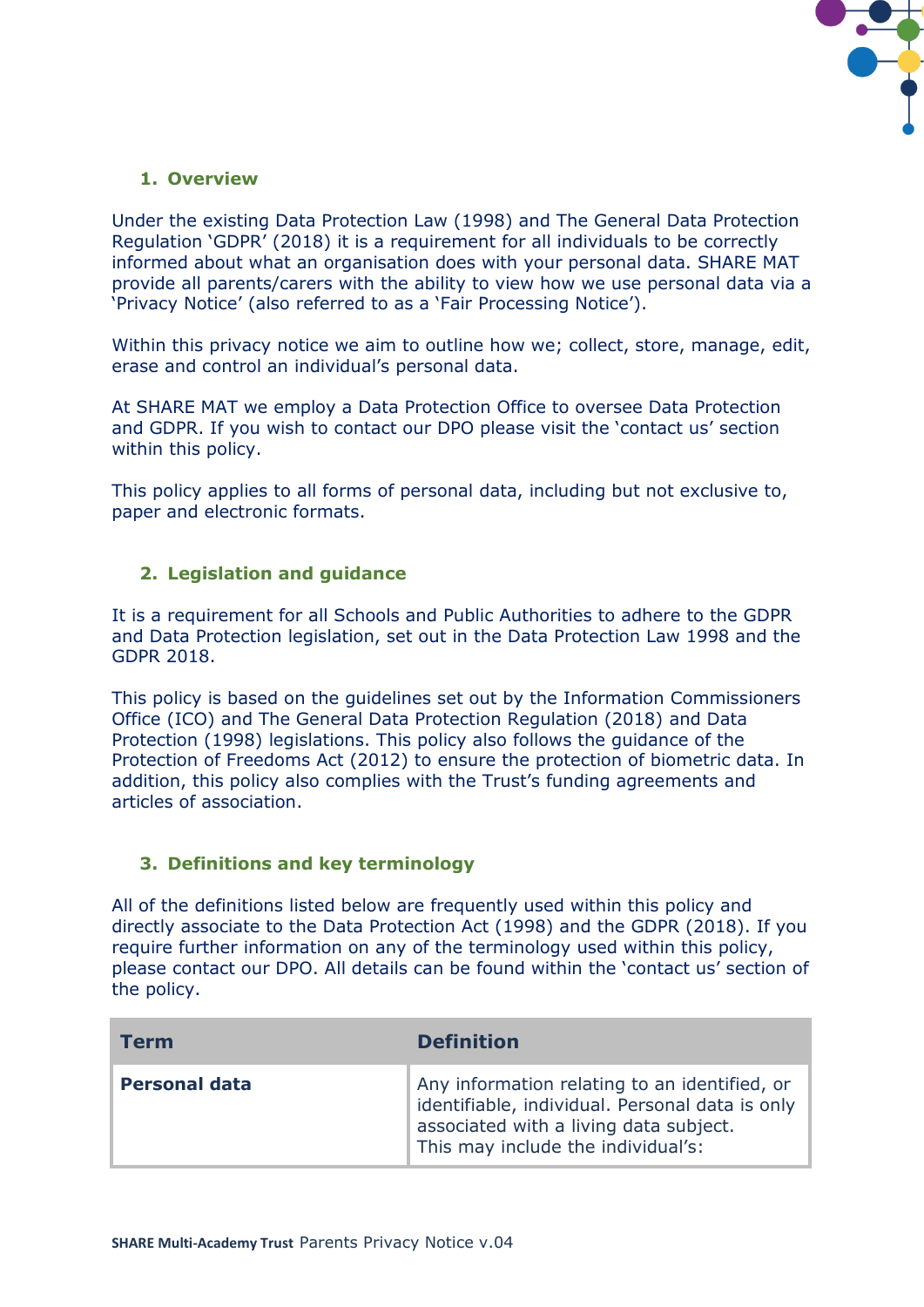## 1. Overview

Under the existing Data Protection Law (1998) and The General Data Protection Regulation 'GDPR' (2018) it is a requirement for all individuals to be correctly informed about what an organisation does with your personal data. SHARE MAT provide all parents/carers with the ability to view how we use personal data via a 'Privacy Notice' (also referred to as a 'Fair Processing Notice').

Within this privacy notice we aim to outline how we; collect, store, manage, edit, erase and control an individual's personal data.

At SHARE MAT we employ a Data Protection Office to oversee Data Protection and GDPR. If you wish to contact our DPO please visit the 'contact us' section within this policy.

This policy applies to all forms of personal data, including but not exclusive to, paper and electronic formats.

## 2. Legislation and guidance

It is a requirement for all Schools and Public Authorities to adhere to the GDPR and Data Protection legislation, set out in the Data Protection Law 1998 and the GDPR 2018.

This policy is based on the guidelines set out by the Information Commissioners Office (ICO) and The General Data Protection Regulation (2018) and Data Protection (1998) legislations. This policy also follows the guidance of the Protection of Freedoms Act (2012) to ensure the protection of biometric data. In addition, this policy also complies with the Trust's funding agreements and articles of association.

## 3. Definitions and key terminology

All of the definitions listed below are frequently used within this policy and directly associate to the Data Protection Act (1998) and the GDPR (2018). If you require further information on any of the terminology used within this policy, please contact our DPO. All details can be found within the 'contact us' section of the policy.

| Term | Definition |
|---|---|
| **Personal data** | Any information relating to an identified, or identifiable, individual. Personal data is only associated with a living data subject.<br>This may include the individual's: |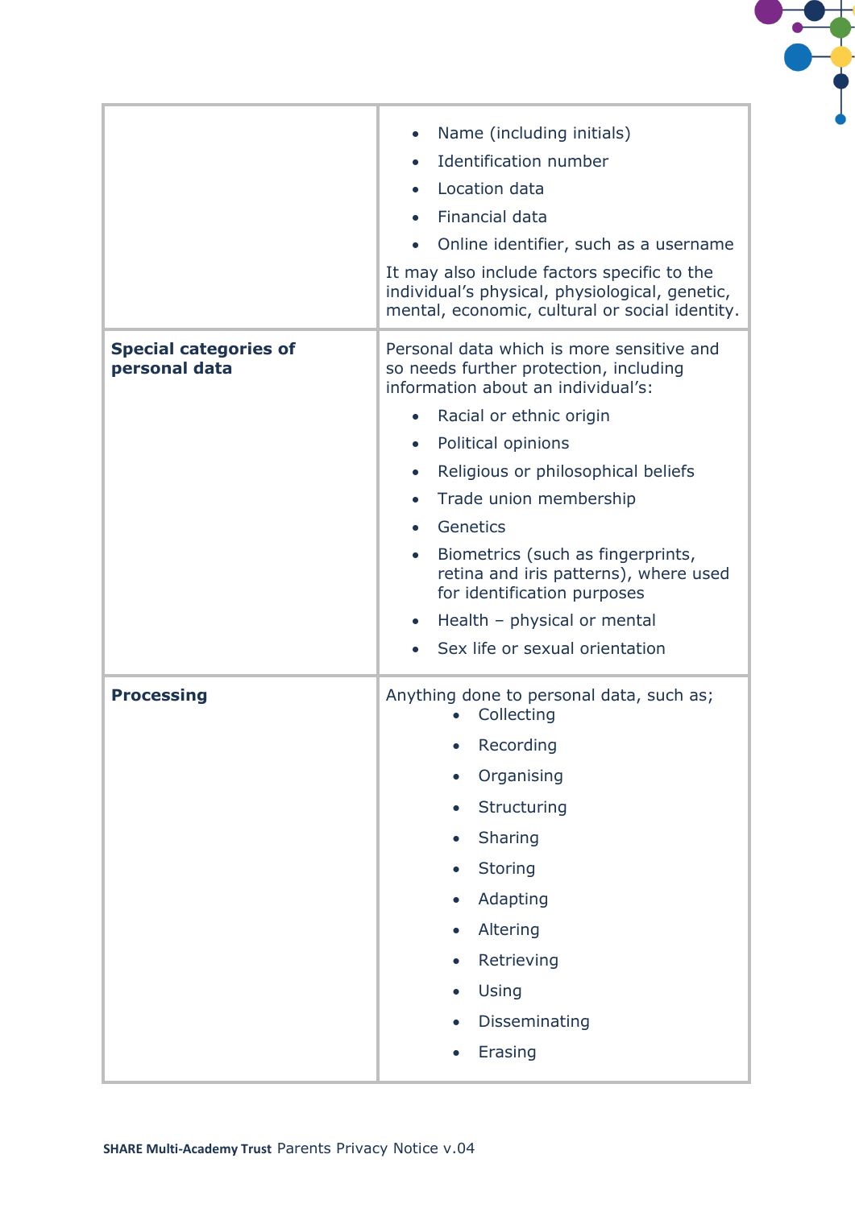| | |
|---|---|
| | • Name (including initials)<br>• Identification number<br>• Location data<br>• Financial data<br>• Online identifier, such as a username<br><br>It may also include factors specific to the individual's physical, physiological, genetic, mental, economic, cultural or social identity. |
| **Special categories of personal data** | Personal data which is more sensitive and so needs further protection, including information about an individual's:<br>• Racial or ethnic origin<br>• Political opinions<br>• Religious or philosophical beliefs<br>• Trade union membership<br>• Genetics<br>• Biometrics (such as fingerprints, retina and iris patterns), where used for identification purposes<br>• Health – physical or mental<br>• Sex life or sexual orientation |
| **Processing** | Anything done to personal data, such as;<br>• Collecting<br>• Recording<br>• Organising<br>• Structuring<br>• Sharing<br>• Storing<br>• Adapting<br>• Altering<br>• Retrieving<br>• Using<br>• Disseminating<br>• Erasing |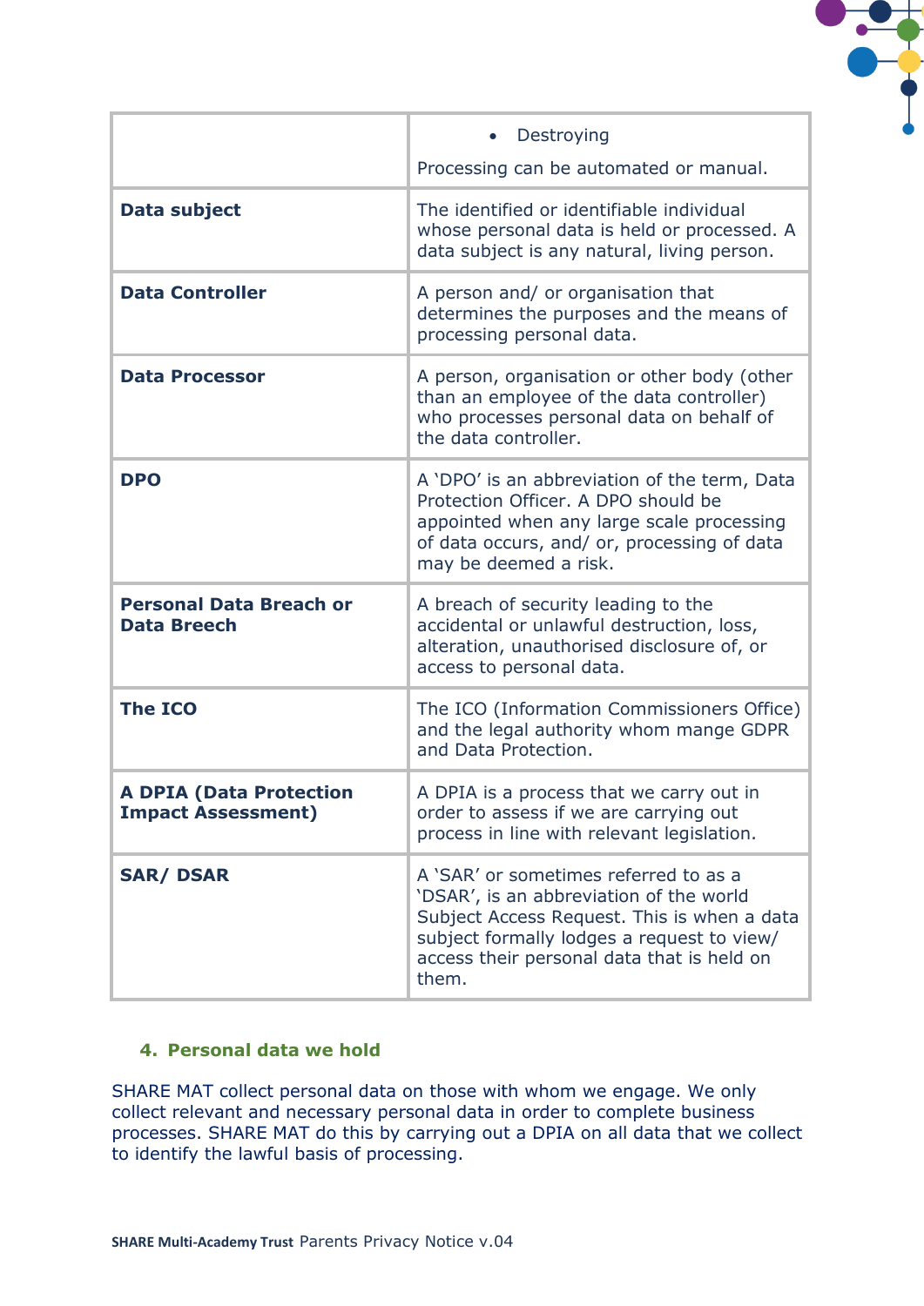| | |
|---|---|
| | • Destroying<br><br>Processing can be automated or manual. |
| **Data subject** | The identified or identifiable individual whose personal data is held or processed. A data subject is any natural, living person. |
| **Data Controller** | A person and/ or organisation that determines the purposes and the means of processing personal data. |
| **Data Processor** | A person, organisation or other body (other than an employee of the data controller) who processes personal data on behalf of the data controller. |
| **DPO** | A 'DPO' is an abbreviation of the term, Data Protection Officer. A DPO should be appointed when any large scale processing of data occurs, and/ or, processing of data may be deemed a risk. |
| **Personal Data Breach or Data Breech** | A breach of security leading to the accidental or unlawful destruction, loss, alteration, unauthorised disclosure of, or access to personal data. |
| **The ICO** | The ICO (Information Commissioners Office) and the legal authority whom mange GDPR and Data Protection. |
| **A DPIA (Data Protection Impact Assessment)** | A DPIA is a process that we carry out in order to assess if we are carrying out process in line with relevant legislation. |
| **SAR/ DSAR** | A 'SAR' or sometimes referred to as a 'DSAR', is an abbreviation of the world Subject Access Request. This is when a data subject formally lodges a request to view/ access their personal data that is held on them. |

## 4. Personal data we hold

SHARE MAT collect personal data on those with whom we engage. We only collect relevant and necessary personal data in order to complete business processes. SHARE MAT do this by carrying out a DPIA on all data that we collect to identify the lawful basis of processing.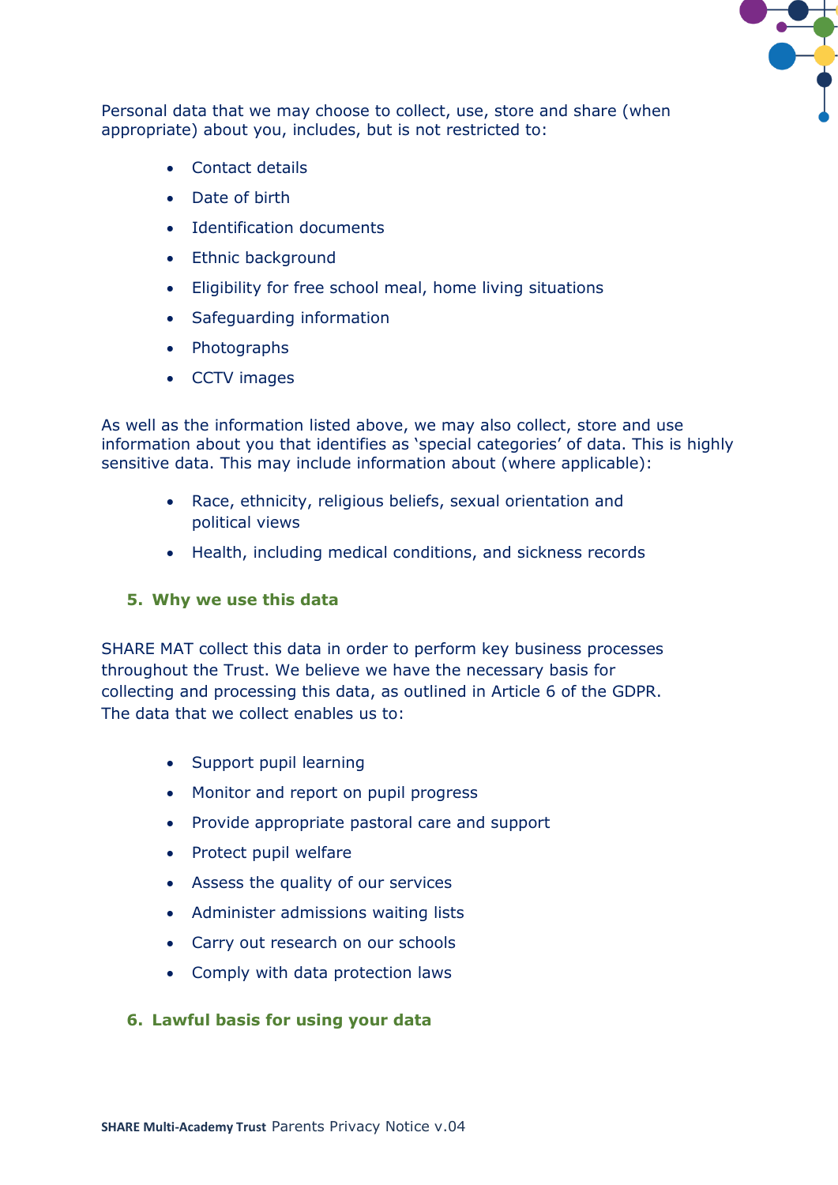Personal data that we may choose to collect, use, store and share (when appropriate) about you, includes, but is not restricted to:

- Contact details
- Date of birth
- Identification documents
- Ethnic background
- Eligibility for free school meal, home living situations
- Safeguarding information
- Photographs
- CCTV images

As well as the information listed above, we may also collect, store and use information about you that identifies as 'special categories' of data. This is highly sensitive data. This may include information about (where applicable):

- Race, ethnicity, religious beliefs, sexual orientation and political views
- Health, including medical conditions, and sickness records

## 5. Why we use this data

SHARE MAT collect this data in order to perform key business processes throughout the Trust. We believe we have the necessary basis for collecting and processing this data, as outlined in Article 6 of the GDPR. The data that we collect enables us to:

- Support pupil learning
- Monitor and report on pupil progress
- Provide appropriate pastoral care and support
- Protect pupil welfare
- Assess the quality of our services
- Administer admissions waiting lists
- Carry out research on our schools
- Comply with data protection laws

## 6. Lawful basis for using your data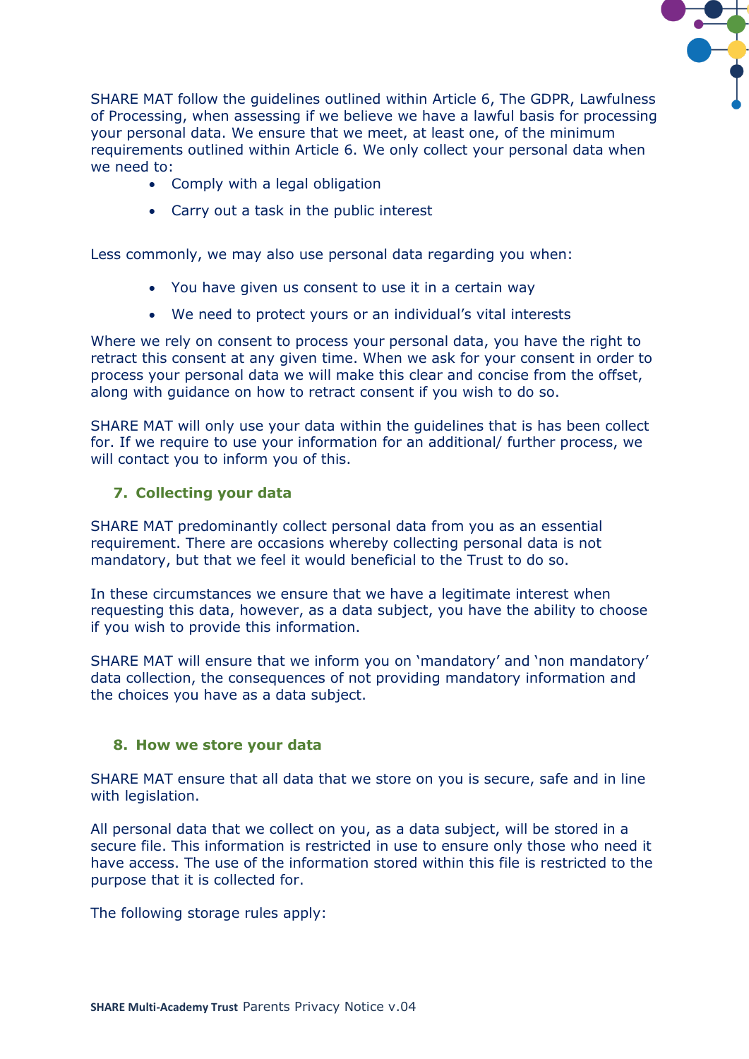SHARE MAT follow the guidelines outlined within Article 6, The GDPR, Lawfulness of Processing, when assessing if we believe we have a lawful basis for processing your personal data. We ensure that we meet, at least one, of the minimum requirements outlined within Article 6. We only collect your personal data when we need to:

- Comply with a legal obligation
- Carry out a task in the public interest

Less commonly, we may also use personal data regarding you when:

- You have given us consent to use it in a certain way
- We need to protect yours or an individual's vital interests

Where we rely on consent to process your personal data, you have the right to retract this consent at any given time. When we ask for your consent in order to process your personal data we will make this clear and concise from the offset, along with guidance on how to retract consent if you wish to do so.

SHARE MAT will only use your data within the guidelines that is has been collect for. If we require to use your information for an additional/ further process, we will contact you to inform you of this.

## 7. Collecting your data

SHARE MAT predominantly collect personal data from you as an essential requirement. There are occasions whereby collecting personal data is not mandatory, but that we feel it would beneficial to the Trust to do so.

In these circumstances we ensure that we have a legitimate interest when requesting this data, however, as a data subject, you have the ability to choose if you wish to provide this information.

SHARE MAT will ensure that we inform you on 'mandatory' and 'non mandatory' data collection, the consequences of not providing mandatory information and the choices you have as a data subject.

## 8. How we store your data

SHARE MAT ensure that all data that we store on you is secure, safe and in line with legislation.

All personal data that we collect on you, as a data subject, will be stored in a secure file. This information is restricted in use to ensure only those who need it have access. The use of the information stored within this file is restricted to the purpose that it is collected for.

The following storage rules apply: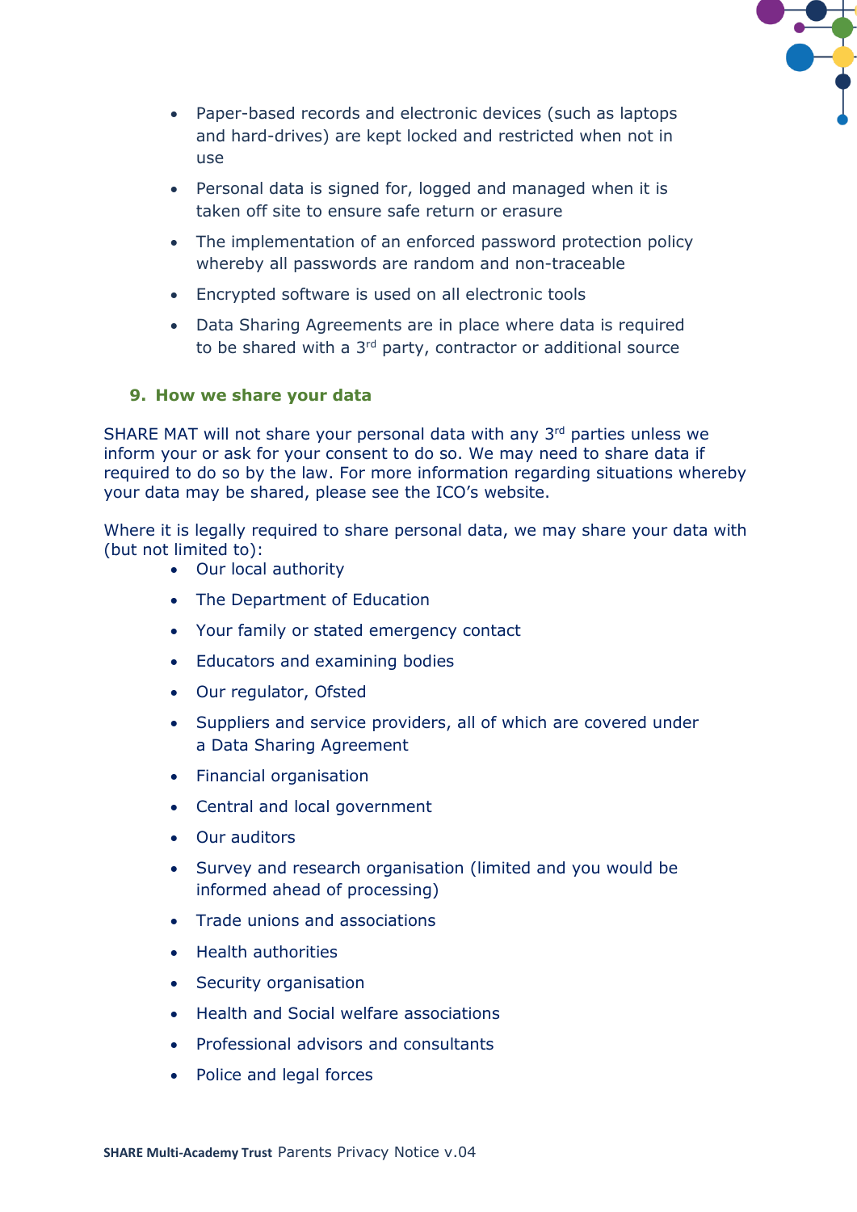- Paper-based records and electronic devices (such as laptops and hard-drives) are kept locked and restricted when not in use
- Personal data is signed for, logged and managed when it is taken off site to ensure safe return or erasure
- The implementation of an enforced password protection policy whereby all passwords are random and non-traceable
- Encrypted software is used on all electronic tools
- Data Sharing Agreements are in place where data is required to be shared with a 3rd party, contractor or additional source

## 9. How we share your data

SHARE MAT will not share your personal data with any 3rd parties unless we inform your or ask for your consent to do so. We may need to share data if required to do so by the law. For more information regarding situations whereby your data may be shared, please see the ICO's website.

Where it is legally required to share personal data, we may share your data with (but not limited to):

- Our local authority
- The Department of Education
- Your family or stated emergency contact
- Educators and examining bodies
- Our regulator, Ofsted
- Suppliers and service providers, all of which are covered under a Data Sharing Agreement
- Financial organisation
- Central and local government
- Our auditors
- Survey and research organisation (limited and you would be informed ahead of processing)
- Trade unions and associations
- Health authorities
- Security organisation
- Health and Social welfare associations
- Professional advisors and consultants
- Police and legal forces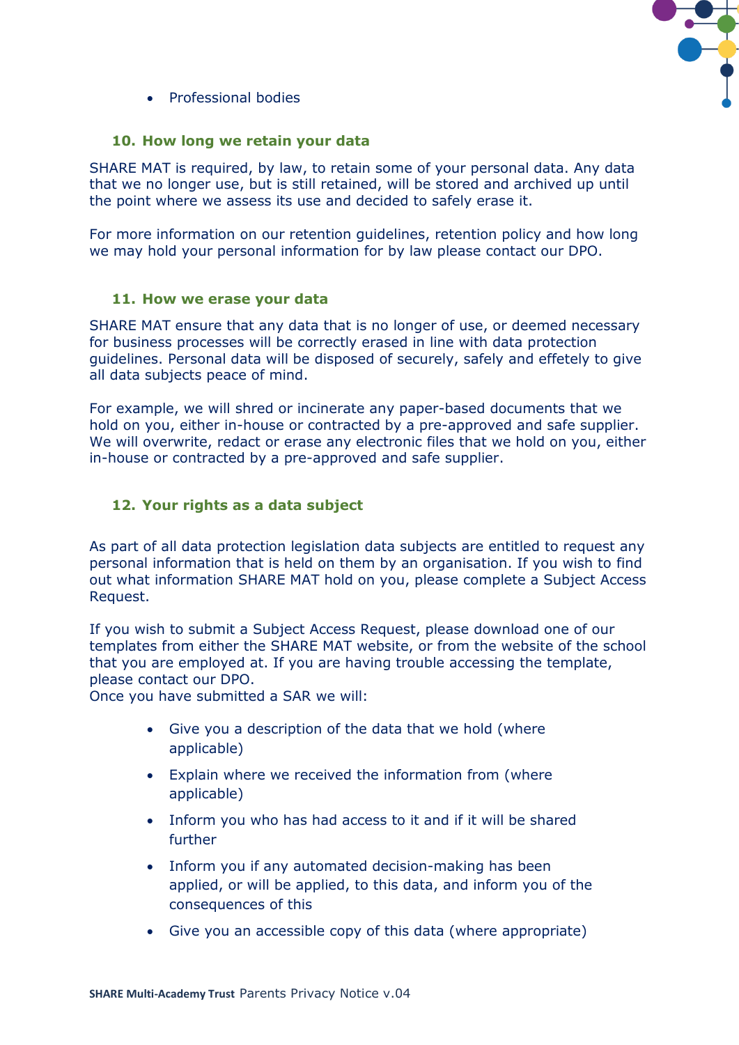- Professional bodies

## 10. How long we retain your data

SHARE MAT is required, by law, to retain some of your personal data. Any data that we no longer use, but is still retained, will be stored and archived up until the point where we assess its use and decided to safely erase it.

For more information on our retention guidelines, retention policy and how long we may hold your personal information for by law please contact our DPO.

## 11. How we erase your data

SHARE MAT ensure that any data that is no longer of use, or deemed necessary for business processes will be correctly erased in line with data protection guidelines. Personal data will be disposed of securely, safely and effetely to give all data subjects peace of mind.

For example, we will shred or incinerate any paper-based documents that we hold on you, either in-house or contracted by a pre-approved and safe supplier. We will overwrite, redact or erase any electronic files that we hold on you, either in-house or contracted by a pre-approved and safe supplier.

## 12. Your rights as a data subject

As part of all data protection legislation data subjects are entitled to request any personal information that is held on them by an organisation. If you wish to find out what information SHARE MAT hold on you, please complete a Subject Access Request.

If you wish to submit a Subject Access Request, please download one of our templates from either the SHARE MAT website, or from the website of the school that you are employed at. If you are having trouble accessing the template, please contact our DPO.
Once you have submitted a SAR we will:

- Give you a description of the data that we hold (where applicable)
- Explain where we received the information from (where applicable)
- Inform you who has had access to it and if it will be shared further
- Inform you if any automated decision-making has been applied, or will be applied, to this data, and inform you of the consequences of this
- Give you an accessible copy of this data (where appropriate)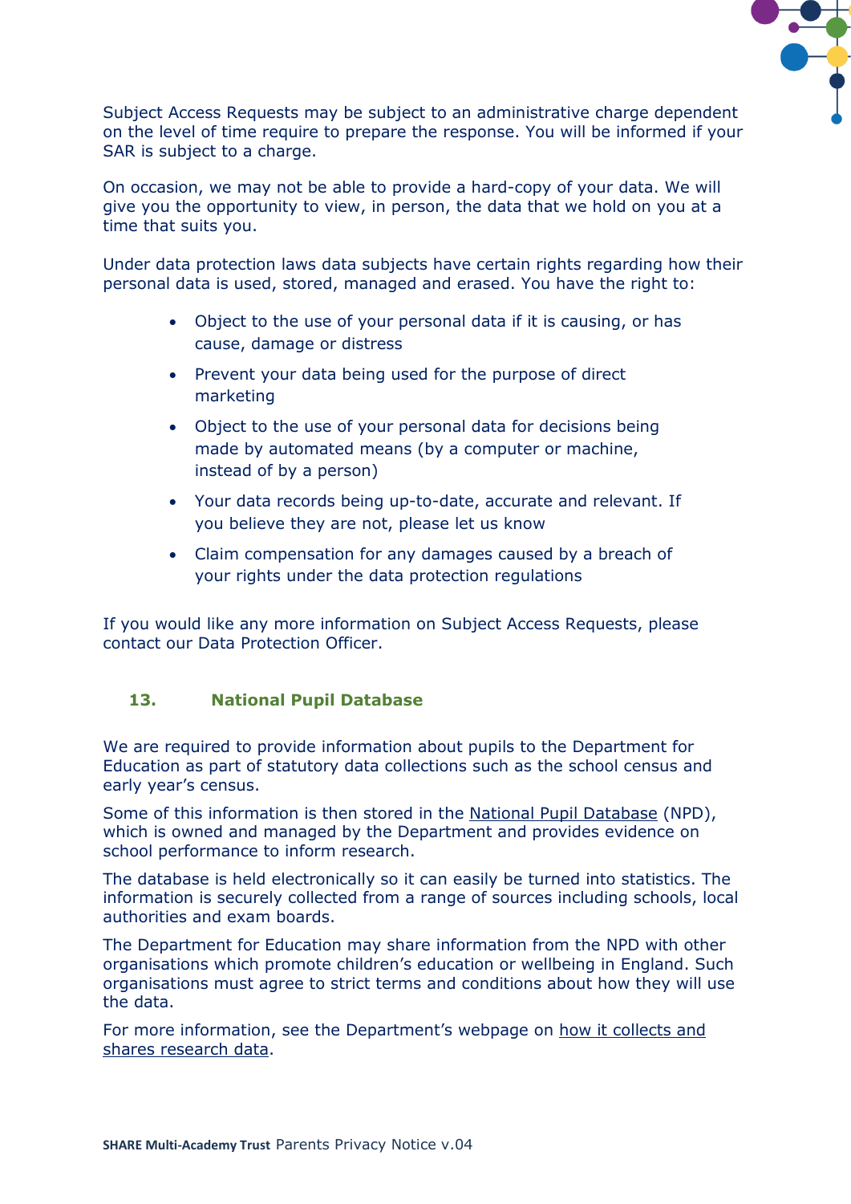Subject Access Requests may be subject to an administrative charge dependent on the level of time require to prepare the response. You will be informed if your SAR is subject to a charge.

On occasion, we may not be able to provide a hard-copy of your data. We will give you the opportunity to view, in person, the data that we hold on you at a time that suits you.

Under data protection laws data subjects have certain rights regarding how their personal data is used, stored, managed and erased. You have the right to:

- Object to the use of your personal data if it is causing, or has cause, damage or distress
- Prevent your data being used for the purpose of direct marketing
- Object to the use of your personal data for decisions being made by automated means (by a computer or machine, instead of by a person)
- Your data records being up-to-date, accurate and relevant. If you believe they are not, please let us know
- Claim compensation for any damages caused by a breach of your rights under the data protection regulations

If you would like any more information on Subject Access Requests, please contact our Data Protection Officer.

## 13. National Pupil Database

We are required to provide information about pupils to the Department for Education as part of statutory data collections such as the school census and early year's census.

Some of this information is then stored in the National Pupil Database (NPD), which is owned and managed by the Department and provides evidence on school performance to inform research.

The database is held electronically so it can easily be turned into statistics. The information is securely collected from a range of sources including schools, local authorities and exam boards.

The Department for Education may share information from the NPD with other organisations which promote children's education or wellbeing in England. Such organisations must agree to strict terms and conditions about how they will use the data.

For more information, see the Department's webpage on how it collects and shares research data.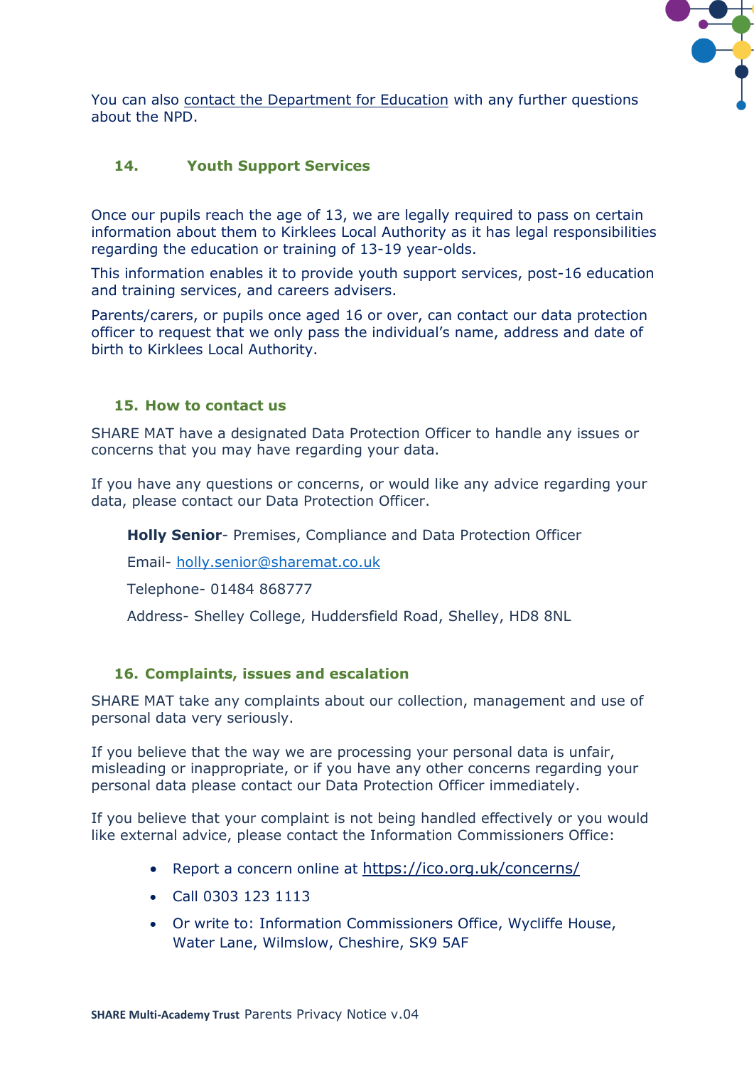You can also contact the Department for Education with any further questions about the NPD.

## 14. Youth Support Services

Once our pupils reach the age of 13, we are legally required to pass on certain information about them to Kirklees Local Authority as it has legal responsibilities regarding the education or training of 13-19 year-olds.

This information enables it to provide youth support services, post-16 education and training services, and careers advisers.

Parents/carers, or pupils once aged 16 or over, can contact our data protection officer to request that we only pass the individual's name, address and date of birth to Kirklees Local Authority.

## 15. How to contact us

SHARE MAT have a designated Data Protection Officer to handle any issues or concerns that you may have regarding your data.

If you have any questions or concerns, or would like any advice regarding your data, please contact our Data Protection Officer.

**Holly Senior**- Premises, Compliance and Data Protection Officer

Email- holly.senior@sharemat.co.uk

Telephone- 01484 868777

Address- Shelley College, Huddersfield Road, Shelley, HD8 8NL

## 16. Complaints, issues and escalation

SHARE MAT take any complaints about our collection, management and use of personal data very seriously.

If you believe that the way we are processing your personal data is unfair, misleading or inappropriate, or if you have any other concerns regarding your personal data please contact our Data Protection Officer immediately.

If you believe that your complaint is not being handled effectively or you would like external advice, please contact the Information Commissioners Office:

- Report a concern online at https://ico.org.uk/concerns/
- Call 0303 123 1113
- Or write to: Information Commissioners Office, Wycliffe House, Water Lane, Wilmslow, Cheshire, SK9 5AF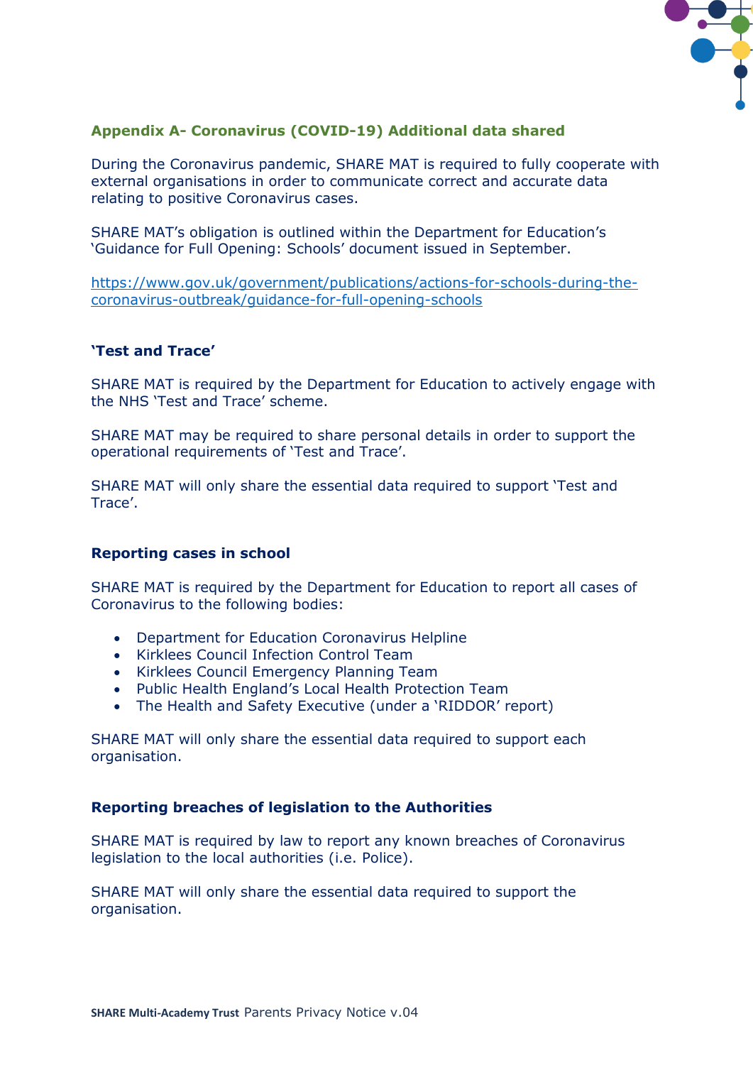## Appendix A- Coronavirus (COVID-19) Additional data shared

During the Coronavirus pandemic, SHARE MAT is required to fully cooperate with external organisations in order to communicate correct and accurate data relating to positive Coronavirus cases.

SHARE MAT's obligation is outlined within the Department for Education's 'Guidance for Full Opening: Schools' document issued in September.

https://www.gov.uk/government/publications/actions-for-schools-during-the-coronavirus-outbreak/guidance-for-full-opening-schools

### 'Test and Trace'

SHARE MAT is required by the Department for Education to actively engage with the NHS 'Test and Trace' scheme.

SHARE MAT may be required to share personal details in order to support the operational requirements of 'Test and Trace'.

SHARE MAT will only share the essential data required to support 'Test and Trace'.

### Reporting cases in school

SHARE MAT is required by the Department for Education to report all cases of Coronavirus to the following bodies:

- Department for Education Coronavirus Helpline
- Kirklees Council Infection Control Team
- Kirklees Council Emergency Planning Team
- Public Health England's Local Health Protection Team
- The Health and Safety Executive (under a 'RIDDOR' report)

SHARE MAT will only share the essential data required to support each organisation.

### Reporting breaches of legislation to the Authorities

SHARE MAT is required by law to report any known breaches of Coronavirus legislation to the local authorities (i.e. Police).

SHARE MAT will only share the essential data required to support the organisation.